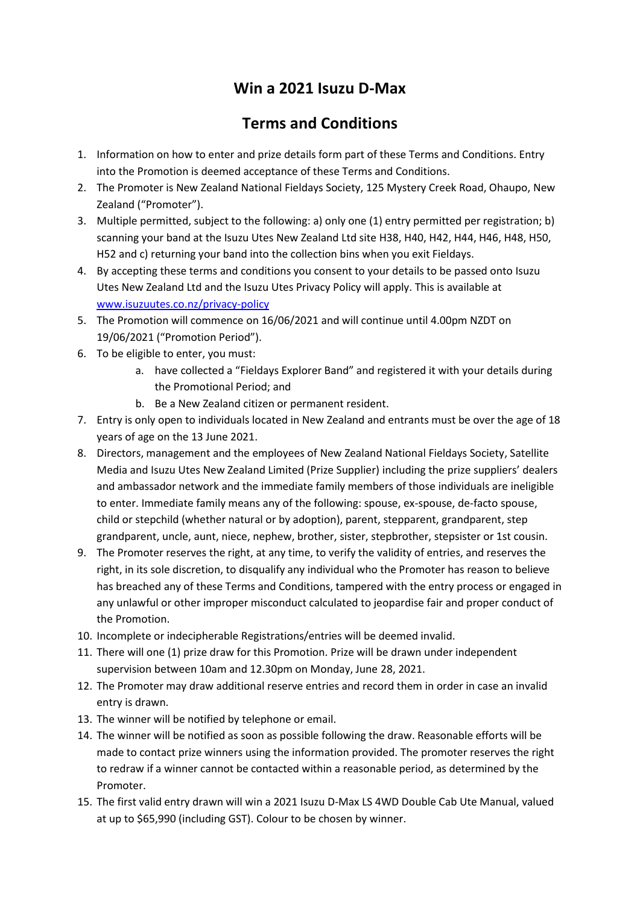# Win a 2021 Isuzu D-Max

## Terms and Conditions

1. Information on how to enter and prize details form part of these Terms and Conditions. Entry into the Promotion is deemed acceptance of these Terms and Conditions.
2. The Promoter is New Zealand National Fieldays Society, 125 Mystery Creek Road, Ohaupo, New Zealand ("Promoter").
3. Multiple permitted, subject to the following: a) only one (1) entry permitted per registration; b) scanning your band at the Isuzu Utes New Zealand Ltd site H38, H40, H42, H44, H46, H48, H50, H52 and c) returning your band into the collection bins when you exit Fieldays.
4. By accepting these terms and conditions you consent to your details to be passed onto Isuzu Utes New Zealand Ltd and the Isuzu Utes Privacy Policy will apply. This is available at [www.isuzuutes.co.nz/privacy-policy](www.isuzuutes.co.nz/privacy-policy)
5. The Promotion will commence on 16/06/2021 and will continue until 4.00pm NZDT on 19/06/2021 ("Promotion Period").
6. To be eligible to enter, you must:
   a. have collected a "Fieldays Explorer Band" and registered it with your details during the Promotional Period; and
   b. Be a New Zealand citizen or permanent resident.
7. Entry is only open to individuals located in New Zealand and entrants must be over the age of 18 years of age on the 13 June 2021.
8. Directors, management and the employees of New Zealand National Fieldays Society, Satellite Media and Isuzu Utes New Zealand Limited (Prize Supplier) including the prize suppliers' dealers and ambassador network and the immediate family members of those individuals are ineligible to enter. Immediate family means any of the following: spouse, ex-spouse, de-facto spouse, child or stepchild (whether natural or by adoption), parent, stepparent, grandparent, step grandparent, uncle, aunt, niece, nephew, brother, sister, stepbrother, stepsister or 1st cousin.
9. The Promoter reserves the right, at any time, to verify the validity of entries, and reserves the right, in its sole discretion, to disqualify any individual who the Promoter has reason to believe has breached any of these Terms and Conditions, tampered with the entry process or engaged in any unlawful or other improper misconduct calculated to jeopardise fair and proper conduct of the Promotion.
10. Incomplete or indecipherable Registrations/entries will be deemed invalid.
11. There will one (1) prize draw for this Promotion. Prize will be drawn under independent supervision between 10am and 12.30pm on Monday, June 28, 2021.
12. The Promoter may draw additional reserve entries and record them in order in case an invalid entry is drawn.
13. The winner will be notified by telephone or email.
14. The winner will be notified as soon as possible following the draw. Reasonable efforts will be made to contact prize winners using the information provided. The promoter reserves the right to redraw if a winner cannot be contacted within a reasonable period, as determined by the Promoter.
15. The first valid entry drawn will win a 2021 Isuzu D-Max LS 4WD Double Cab Ute Manual, valued at up to $65,990 (including GST). Colour to be chosen by winner.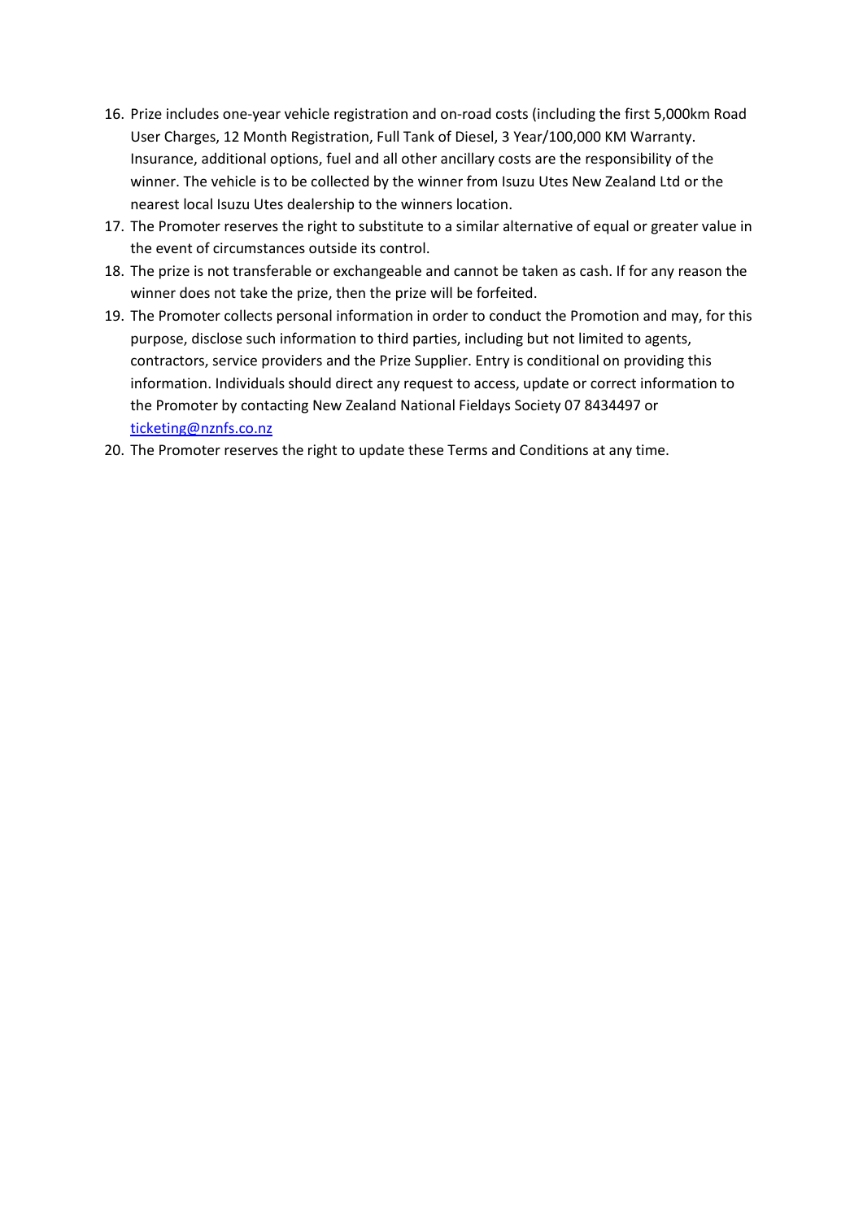16. Prize includes one-year vehicle registration and on-road costs (including the first 5,000km Road User Charges, 12 Month Registration, Full Tank of Diesel, 3 Year/100,000 KM Warranty. Insurance, additional options, fuel and all other ancillary costs are the responsibility of the winner. The vehicle is to be collected by the winner from Isuzu Utes New Zealand Ltd or the nearest local Isuzu Utes dealership to the winners location.
17. The Promoter reserves the right to substitute to a similar alternative of equal or greater value in the event of circumstances outside its control.
18. The prize is not transferable or exchangeable and cannot be taken as cash. If for any reason the winner does not take the prize, then the prize will be forfeited.
19. The Promoter collects personal information in order to conduct the Promotion and may, for this purpose, disclose such information to third parties, including but not limited to agents, contractors, service providers and the Prize Supplier. Entry is conditional on providing this information. Individuals should direct any request to access, update or correct information to the Promoter by contacting New Zealand National Fieldays Society 07 8434497 or [ticketing@nznfs.co.nz](mailto:ticketing@nznfs.co.nz)
20. The Promoter reserves the right to update these Terms and Conditions at any time.